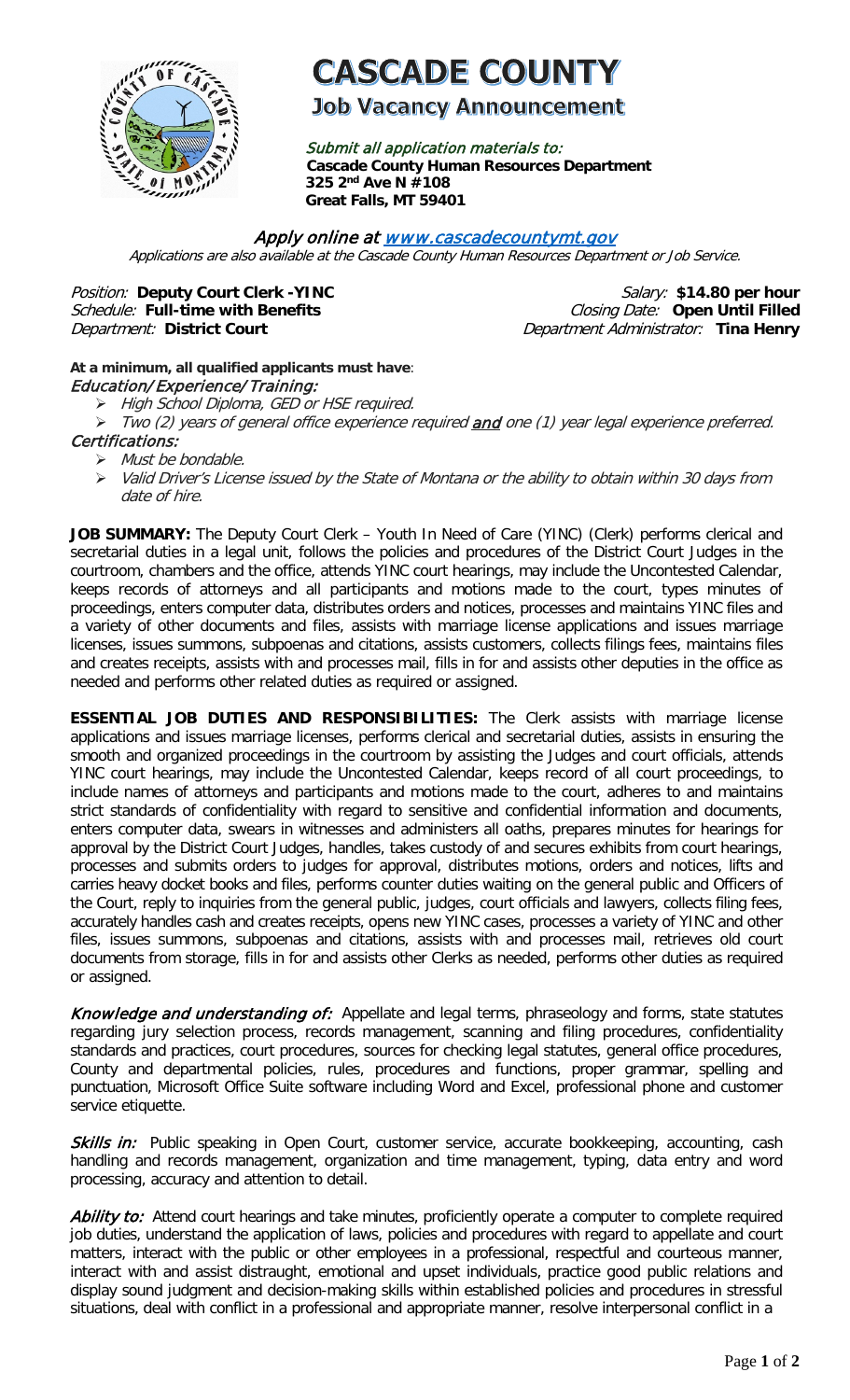# CASCADE COUNTY

## Job Vacancy Announcement

*Submit all application materials to:*
**Cascade County Human Resources Department**
**325 2nd Ave N #108**
**Great Falls, MT 59401**

*Apply online at www.cascadecountymt.gov*

*Applications are also available at the Cascade County Human Resources Department or Job Service.*

*Position:* **Deputy Court Clerk -YINC**
*Salary:* **$14.80 per hour**
*Schedule:* **Full-time with Benefits**
*Closing Date:* **Open Until Filled**
*Department:* **District Court**
*Department Administrator:* **Tina Henry**

**At a minimum, all qualified applicants must have**:

*Education/Experience/Training:*

- *High School Diploma, GED or HSE required.*
- *Two (2) years of general office experience required* ***and*** *one (1) year legal experience preferred.*

*Certifications:*

- *Must be bondable.*
- *Valid Driver's License issued by the State of Montana or the ability to obtain within 30 days from date of hire.*

**JOB SUMMARY:** The Deputy Court Clerk – Youth In Need of Care (YINC) (Clerk) performs clerical and secretarial duties in a legal unit, follows the policies and procedures of the District Court Judges in the courtroom, chambers and the office, attends YINC court hearings, may include the Uncontested Calendar, keeps records of attorneys and all participants and motions made to the court, types minutes of proceedings, enters computer data, distributes orders and notices, processes and maintains YINC files and a variety of other documents and files, assists with marriage license applications and issues marriage licenses, issues summons, subpoenas and citations, assists customers, collects filings fees, maintains files and creates receipts, assists with and processes mail, fills in for and assists other deputies in the office as needed and performs other related duties as required or assigned.

**ESSENTIAL JOB DUTIES AND RESPONSIBILITIES:** The Clerk assists with marriage license applications and issues marriage licenses, performs clerical and secretarial duties, assists in ensuring the smooth and organized proceedings in the courtroom by assisting the Judges and court officials, attends YINC court hearings, may include the Uncontested Calendar, keeps record of all court proceedings, to include names of attorneys and participants and motions made to the court, adheres to and maintains strict standards of confidentiality with regard to sensitive and confidential information and documents, enters computer data, swears in witnesses and administers all oaths, prepares minutes for hearings for approval by the District Court Judges, handles, takes custody of and secures exhibits from court hearings, processes and submits orders to judges for approval, distributes motions, orders and notices, lifts and carries heavy docket books and files, performs counter duties waiting on the general public and Officers of the Court, reply to inquiries from the general public, judges, court officials and lawyers, collects filing fees, accurately handles cash and creates receipts, opens new YINC cases, processes a variety of YINC and other files, issues summons, subpoenas and citations, assists with and processes mail, retrieves old court documents from storage, fills in for and assists other Clerks as needed, performs other duties as required or assigned.

*Knowledge and understanding of:* Appellate and legal terms, phraseology and forms, state statutes regarding jury selection process, records management, scanning and filing procedures, confidentiality standards and practices, court procedures, sources for checking legal statutes, general office procedures, County and departmental policies, rules, procedures and functions, proper grammar, spelling and punctuation, Microsoft Office Suite software including Word and Excel, professional phone and customer service etiquette.

*Skills in:* Public speaking in Open Court, customer service, accurate bookkeeping, accounting, cash handling and records management, organization and time management, typing, data entry and word processing, accuracy and attention to detail.

*Ability to:* Attend court hearings and take minutes, proficiently operate a computer to complete required job duties, understand the application of laws, policies and procedures with regard to appellate and court matters, interact with the public or other employees in a professional, respectful and courteous manner, interact with and assist distraught, emotional and upset individuals, practice good public relations and display sound judgment and decision-making skills within established policies and procedures in stressful situations, deal with conflict in a professional and appropriate manner, resolve interpersonal conflict in a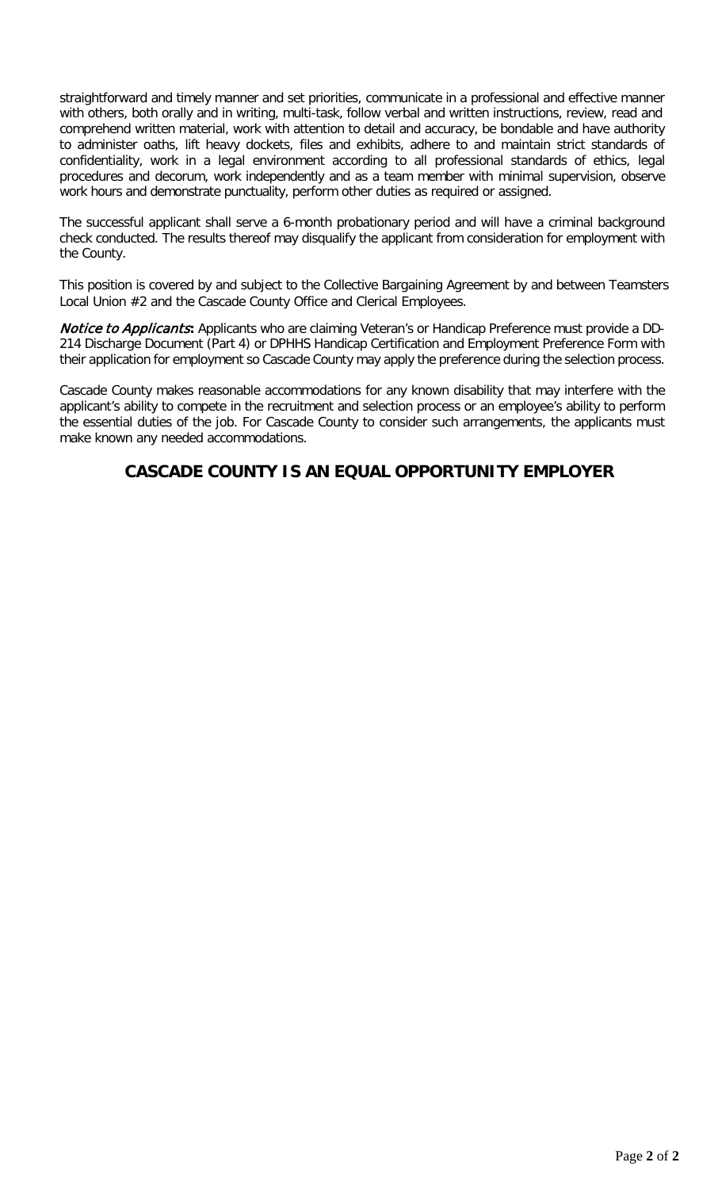straightforward and timely manner and set priorities, communicate in a professional and effective manner with others, both orally and in writing, multi-task, follow verbal and written instructions, review, read and comprehend written material, work with attention to detail and accuracy, be bondable and have authority to administer oaths, lift heavy dockets, files and exhibits, adhere to and maintain strict standards of confidentiality, work in a legal environment according to all professional standards of ethics, legal procedures and decorum, work independently and as a team member with minimal supervision, observe work hours and demonstrate punctuality, perform other duties as required or assigned.

The successful applicant shall serve a 6-month probationary period and will have a criminal background check conducted. The results thereof may disqualify the applicant from consideration for employment with the County.

This position is covered by and subject to the Collective Bargaining Agreement by and between Teamsters Local Union #2 and the Cascade County Office and Clerical Employees.

***Notice to Applicants*:** Applicants who are claiming Veteran's or Handicap Preference must provide a DD-214 Discharge Document (Part 4) or DPHHS Handicap Certification and Employment Preference Form with their application for employment so Cascade County may apply the preference during the selection process.

Cascade County makes reasonable accommodations for any known disability that may interfere with the applicant's ability to compete in the recruitment and selection process or an employee's ability to perform the essential duties of the job. For Cascade County to consider such arrangements, the applicants must make known any needed accommodations.

## CASCADE COUNTY IS AN EQUAL OPPORTUNITY EMPLOYER